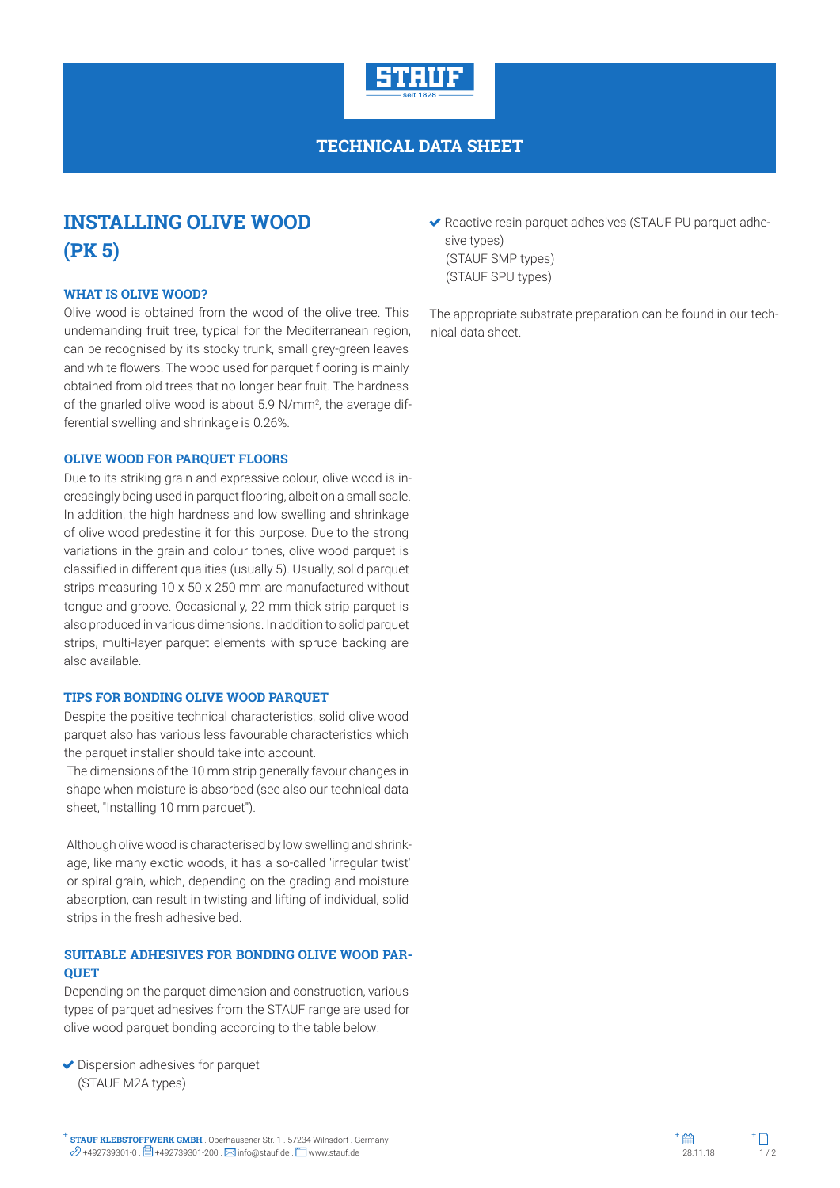# TECHNICAL DATA SHEET

# INSTALLING OLIVE WOOD (PK 5)

### WHAT IS OLIVE WOOD?

Olive wood is obtained from the wood of the olive tree. This undemanding fruit tree, typical for the Mediterranean region, can be recognised by its stocky trunk, small grey-green leaves and white flowers. The wood used for parquet flooring is mainly obtained from old trees that no longer bear fruit. The hardness of the gnarled olive wood is about 5.9 N/mm², the average differential swelling and shrinkage is 0.26%.

### OLIVE WOOD FOR PARQUET FLOORS

Due to its striking grain and expressive colour, olive wood is increasingly being used in parquet flooring, albeit on a small scale. In addition, the high hardness and low swelling and shrinkage of olive wood predestine it for this purpose. Due to the strong variations in the grain and colour tones, olive wood parquet is classified in different qualities (usually 5). Usually, solid parquet strips measuring 10 x 50 x 250 mm are manufactured without tongue and groove. Occasionally, 22 mm thick strip parquet is also produced in various dimensions. In addition to solid parquet strips, multi-layer parquet elements with spruce backing are also available.

### TIPS FOR BONDING OLIVE WOOD PARQUET

Despite the positive technical characteristics, solid olive wood parquet also has various less favourable characteristics which the parquet installer should take into account.

The dimensions of the 10 mm strip generally favour changes in shape when moisture is absorbed (see also our technical data sheet, "Installing 10 mm parquet").

Although olive wood is characterised by low swelling and shrinkage, like many exotic woods, it has a so-called 'irregular twist' or spiral grain, which, depending on the grading and moisture absorption, can result in twisting and lifting of individual, solid strips in the fresh adhesive bed.

### SUITABLE ADHESIVES FOR BONDING OLIVE WOOD PARQUET

Depending on the parquet dimension and construction, various types of parquet adhesives from the STAUF range are used for olive wood parquet bonding according to the table below:

- ✔ Dispersion adhesives for parquet
  (STAUF M2A types)
- ✔ Reactive resin parquet adhesives (STAUF PU parquet adhesive types)
  (STAUF SMP types)
  (STAUF SPU types)

The appropriate substrate preparation can be found in our technical data sheet.

**STAUF KLEBSTOFFWERK GMBH** . Oberhausener Str. 1 . 57234 Wilnsdorf . Germany
+492739301-0 . +492739301-200 . info@stauf.de . www.stauf.de

28.11.18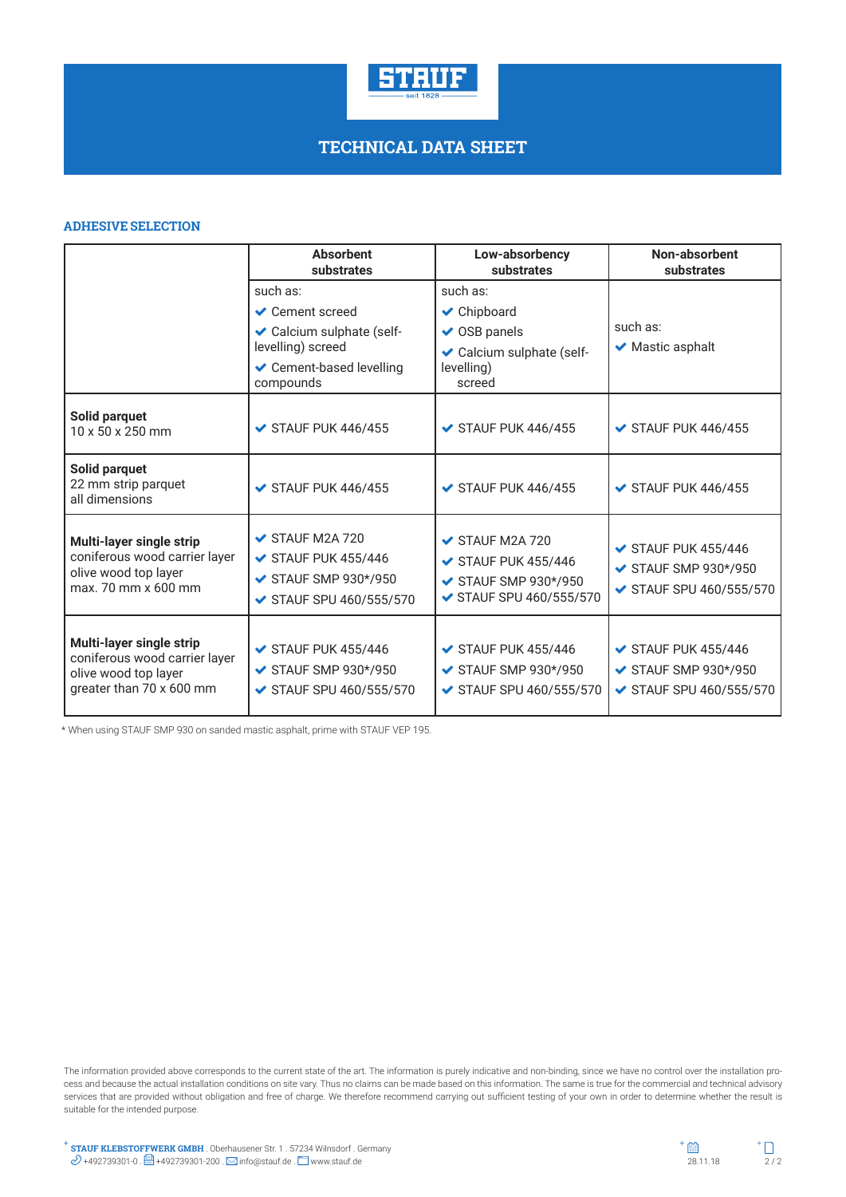# TECHNICAL DATA SHEET

## ADHESIVE SELECTION

| | **Absorbent substrates** | **Low-absorbency substrates** | **Non-absorbent substrates** |
|---|---|---|---|
| | such as:<br>✔ Cement screed<br>✔ Calcium sulphate (self-levelling) screed<br>✔ Cement-based levelling compounds | such as:<br>✔ Chipboard<br>✔ OSB panels<br>✔ Calcium sulphate (self-levelling) screed | such as:<br>✔ Mastic asphalt |
| **Solid parquet**<br>10 x 50 x 250 mm | ✔ STAUF PUK 446/455 | ✔ STAUF PUK 446/455 | ✔ STAUF PUK 446/455 |
| **Solid parquet**<br>22 mm strip parquet<br>all dimensions | ✔ STAUF PUK 446/455 | ✔ STAUF PUK 446/455 | ✔ STAUF PUK 446/455 |
| **Multi-layer single strip**<br>coniferous wood carrier layer<br>olive wood top layer<br>max. 70 mm x 600 mm | ✔ STAUF M2A 720<br>✔ STAUF PUK 455/446<br>✔ STAUF SMP 930*/950<br>✔ STAUF SPU 460/555/570 | ✔ STAUF M2A 720<br>✔ STAUF PUK 455/446<br>✔ STAUF SMP 930*/950<br>✔ STAUF SPU 460/555/570 | ✔ STAUF PUK 455/446<br>✔ STAUF SMP 930*/950<br>✔ STAUF SPU 460/555/570 |
| **Multi-layer single strip**<br>coniferous wood carrier layer<br>olive wood top layer<br>greater than 70 x 600 mm | ✔ STAUF PUK 455/446<br>✔ STAUF SMP 930*/950<br>✔ STAUF SPU 460/555/570 | ✔ STAUF PUK 455/446<br>✔ STAUF SMP 930*/950<br>✔ STAUF SPU 460/555/570 | ✔ STAUF PUK 455/446<br>✔ STAUF SMP 930*/950<br>✔ STAUF SPU 460/555/570 |

* When using STAUF SMP 930 on sanded mastic asphalt, prime with STAUF VEP 195.

The information provided above corresponds to the current state of the art. The information is purely indicative and non-binding, since we have no control over the installation process and because the actual installation conditions on site vary. Thus no claims can be made based on this information. The same is true for the commercial and technical advisory services that are provided without obligation and free of charge. We therefore recommend carrying out sufficient testing of your own in order to determine whether the result is suitable for the intended purpose.

**STAUF KLEBSTOFFWERK GMBH** . Oberhausener Str. 1 . 57234 Wilnsdorf . Germany
+492739301-0 . +492739301-200 . info@stauf.de . www.stauf.de

28.11.18